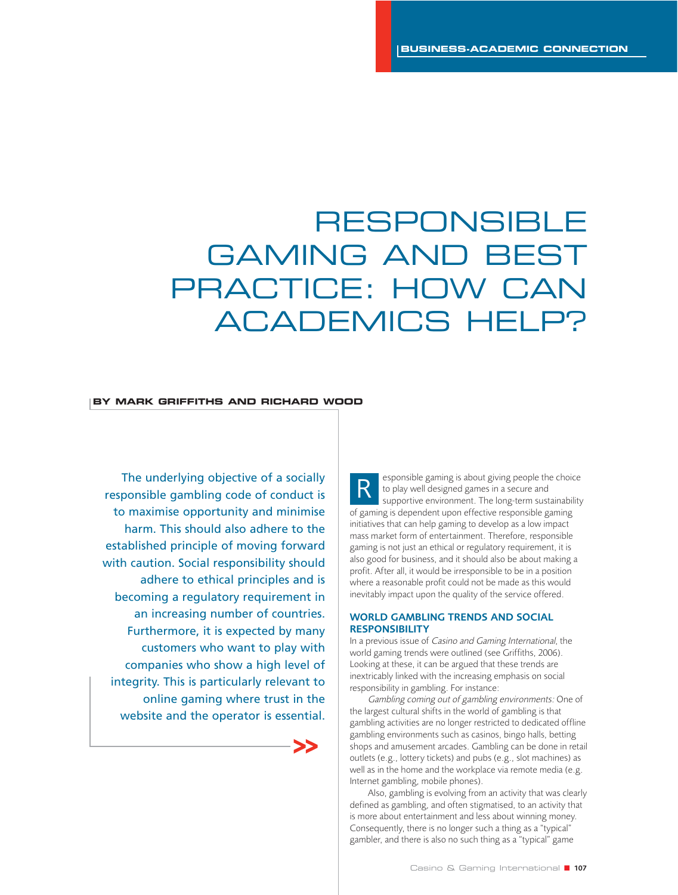BUSINESS-ACADEMIC CONNECTION

# RESPONSIBLE GAMING AND BEST PRACTICE: HOW CAN ACADEMICS HELP?

**BY MARK GRIFFITHS AND RICHARD WOOD**

The underlying objective of a socially responsible gambling code of conduct is to maximise opportunity and minimise harm. This should also adhere to the established principle of moving forward with caution. Social responsibility should adhere to ethical principles and is becoming a regulatory requirement in an increasing number of countries. Furthermore, it is expected by many customers who want to play with companies who show a high level of integrity. This is particularly relevant to online gaming where trust in the website and the operator is essential.

Responsible gaming is about giving people the choice to play well designed games in a secure and supportive environment. The long-term sustainability of gaming is dependent upon effective responsible gaming initiatives that can help gaming to develop as a low impact mass market form of entertainment. Therefore, responsible gaming is not just an ethical or regulatory requirement, it is also good for business, and it should also be about making a profit. After all, it would be irresponsible to be in a position where a reasonable profit could not be made as this would inevitably impact upon the quality of the service offered.

## WORLD GAMBLING TRENDS AND SOCIAL RESPONSIBILITY

In a previous issue of *Casino and Gaming International*, the world gaming trends were outlined (see Griffiths, 2006). Looking at these, it can be argued that these trends are inextricably linked with the increasing emphasis on social responsibility in gambling. For instance:

*Gambling coming out of gambling environments:* One of the largest cultural shifts in the world of gambling is that gambling activities are no longer restricted to dedicated offline gambling environments such as casinos, bingo halls, betting shops and amusement arcades. Gambling can be done in retail outlets (e.g., lottery tickets) and pubs (e.g., slot machines) as well as in the home and the workplace via remote media (e.g. Internet gambling, mobile phones).

Also, gambling is evolving from an activity that was clearly defined as gambling, and often stigmatised, to an activity that is more about entertainment and less about winning money. Consequently, there is no longer such a thing as a "typical" gambler, and there is also no such thing as a "typical" game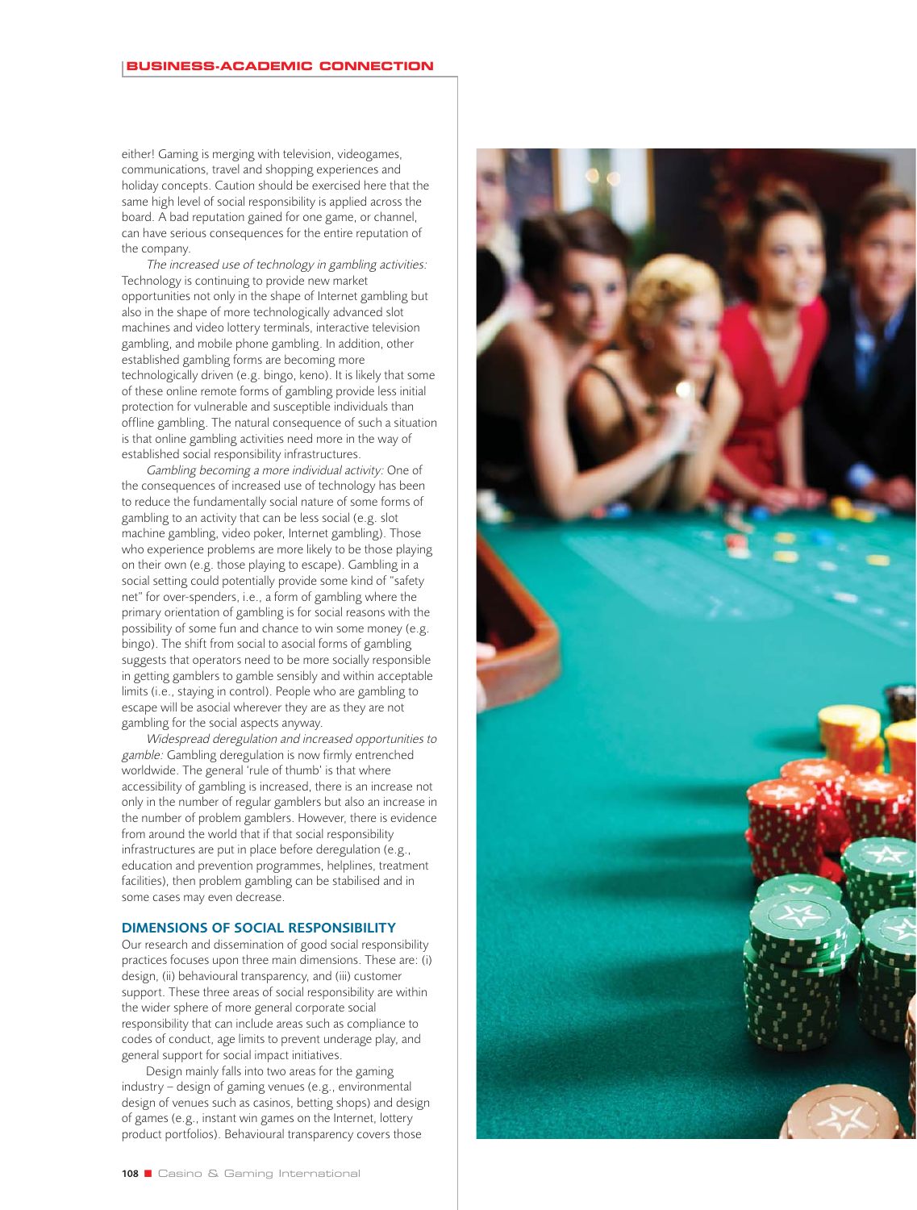either! Gaming is merging with television, videogames, communications, travel and shopping experiences and holiday concepts. Caution should be exercised here that the same high level of social responsibility is applied across the board. A bad reputation gained for one game, or channel, can have serious consequences for the entire reputation of the company.

*The increased use of technology in gambling activities:* Technology is continuing to provide new market opportunities not only in the shape of Internet gambling but also in the shape of more technologically advanced slot machines and video lottery terminals, interactive television gambling, and mobile phone gambling. In addition, other established gambling forms are becoming more technologically driven (e.g. bingo, keno). It is likely that some of these online remote forms of gambling provide less initial protection for vulnerable and susceptible individuals than offline gambling. The natural consequence of such a situation is that online gambling activities need more in the way of established social responsibility infrastructures.

*Gambling becoming a more individual activity:* One of the consequences of increased use of technology has been to reduce the fundamentally social nature of some forms of gambling to an activity that can be less social (e.g. slot machine gambling, video poker, Internet gambling). Those who experience problems are more likely to be those playing on their own (e.g. those playing to escape). Gambling in a social setting could potentially provide some kind of "safety net" for over-spenders, i.e., a form of gambling where the primary orientation of gambling is for social reasons with the possibility of some fun and chance to win some money (e.g. bingo). The shift from social to asocial forms of gambling suggests that operators need to be more socially responsible in getting gamblers to gamble sensibly and within acceptable limits (i.e., staying in control). People who are gambling to escape will be asocial wherever they are as they are not gambling for the social aspects anyway.

*Widespread deregulation and increased opportunities to gamble:* Gambling deregulation is now firmly entrenched worldwide. The general 'rule of thumb' is that where accessibility of gambling is increased, there is an increase not only in the number of regular gamblers but also an increase in the number of problem gamblers. However, there is evidence from around the world that if that social responsibility infrastructures are put in place before deregulation (e.g., education and prevention programmes, helplines, treatment facilities), then problem gambling can be stabilised and in some cases may even decrease.

## DIMENSIONS OF SOCIAL RESPONSIBILITY

Our research and dissemination of good social responsibility practices focuses upon three main dimensions. These are: (i) design, (ii) behavioural transparency, and (iii) customer support. These three areas of social responsibility are within the wider sphere of more general corporate social responsibility that can include areas such as compliance to codes of conduct, age limits to prevent underage play, and general support for social impact initiatives.

Design mainly falls into two areas for the gaming industry – design of gaming venues (e.g., environmental design of venues such as casinos, betting shops) and design of games (e.g., instant win games on the Internet, lottery product portfolios). Behavioural transparency covers those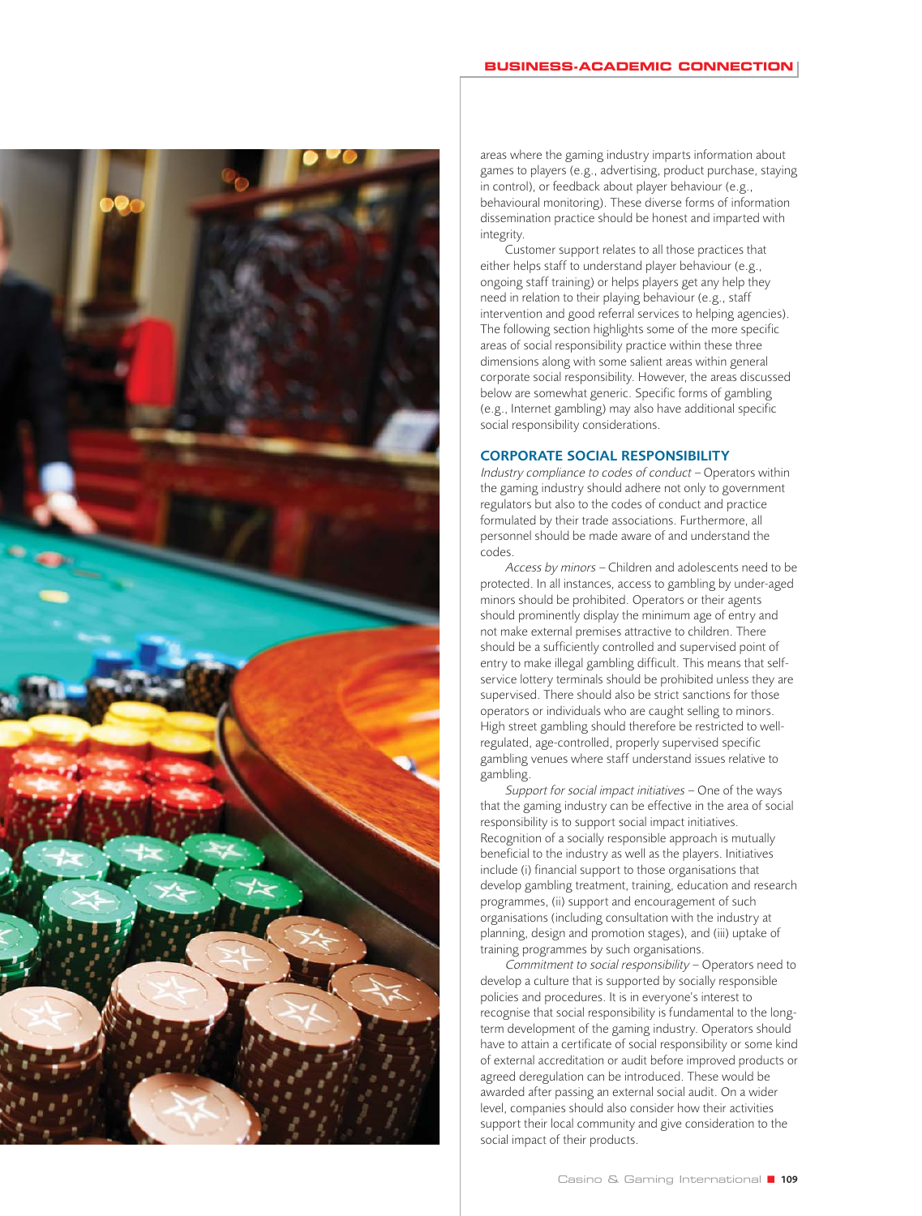areas where the gaming industry imparts information about games to players (e.g., advertising, product purchase, staying in control), or feedback about player behaviour (e.g., behavioural monitoring). These diverse forms of information dissemination practice should be honest and imparted with integrity.

Customer support relates to all those practices that either helps staff to understand player behaviour (e.g., ongoing staff training) or helps players get any help they need in relation to their playing behaviour (e.g., staff intervention and good referral services to helping agencies). The following section highlights some of the more specific areas of social responsibility practice within these three dimensions along with some salient areas within general corporate social responsibility. However, the areas discussed below are somewhat generic. Specific forms of gambling (e.g., Internet gambling) may also have additional specific social responsibility considerations.

## CORPORATE SOCIAL RESPONSIBILITY

*Industry compliance to codes of conduct* – Operators within the gaming industry should adhere not only to government regulators but also to the codes of conduct and practice formulated by their trade associations. Furthermore, all personnel should be made aware of and understand the codes.

*Access by minors* – Children and adolescents need to be protected. In all instances, access to gambling by under-aged minors should be prohibited. Operators or their agents should prominently display the minimum age of entry and not make external premises attractive to children. There should be a sufficiently controlled and supervised point of entry to make illegal gambling difficult. This means that self-service lottery terminals should be prohibited unless they are supervised. There should also be strict sanctions for those operators or individuals who are caught selling to minors. High street gambling should therefore be restricted to well-regulated, age-controlled, properly supervised specific gambling venues where staff understand issues relative to gambling.

*Support for social impact initiatives* – One of the ways that the gaming industry can be effective in the area of social responsibility is to support social impact initiatives. Recognition of a socially responsible approach is mutually beneficial to the industry as well as the players. Initiatives include (i) financial support to those organisations that develop gambling treatment, training, education and research programmes, (ii) support and encouragement of such organisations (including consultation with the industry at planning, design and promotion stages), and (iii) uptake of training programmes by such organisations.

*Commitment to social responsibility* – Operators need to develop a culture that is supported by socially responsible policies and procedures. It is in everyone's interest to recognise that social responsibility is fundamental to the long-term development of the gaming industry. Operators should have to attain a certificate of social responsibility or some kind of external accreditation or audit before improved products or agreed deregulation can be introduced. These would be awarded after passing an external social audit. On a wider level, companies should also consider how their activities support their local community and give consideration to the social impact of their products.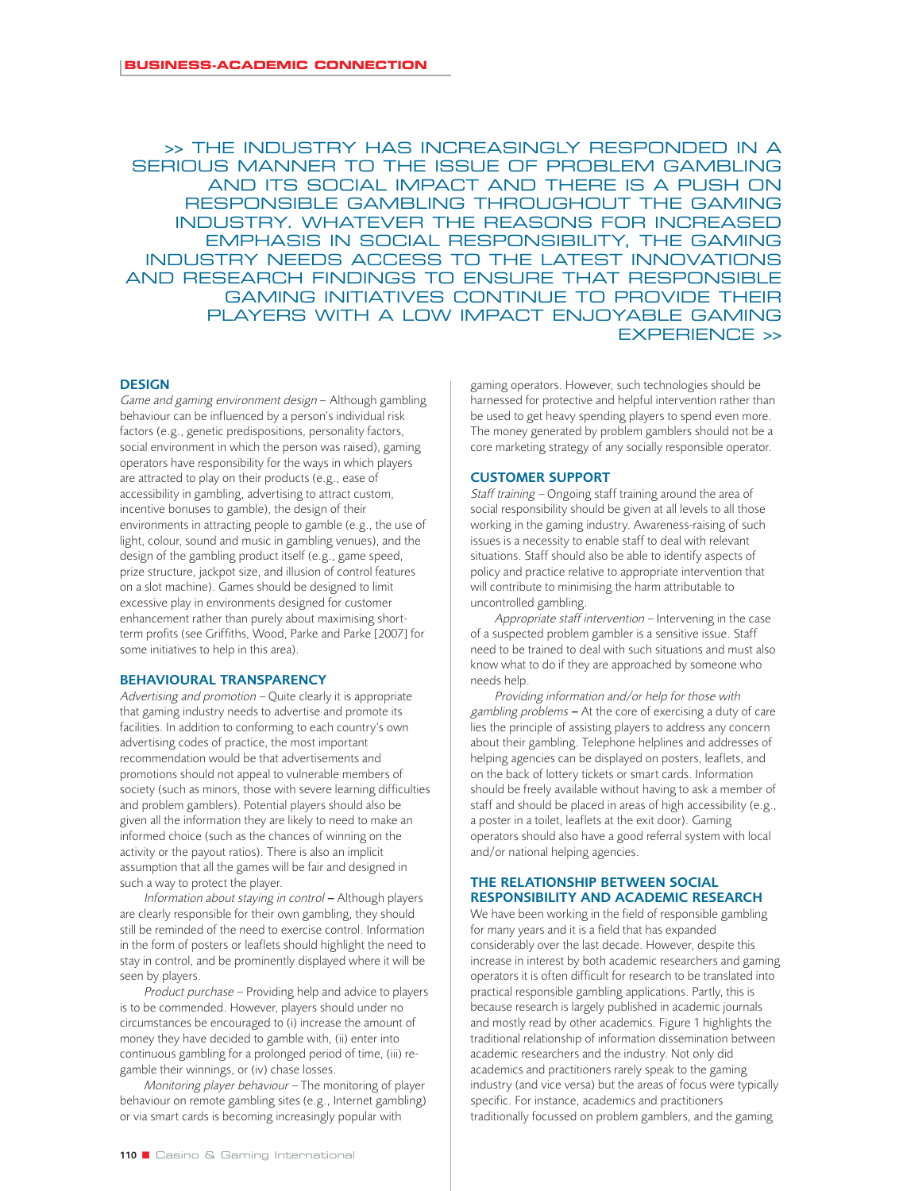>> THE INDUSTRY HAS INCREASINGLY RESPONDED IN A SERIOUS MANNER TO THE ISSUE OF PROBLEM GAMBLING AND ITS SOCIAL IMPACT AND THERE IS A PUSH ON RESPONSIBLE GAMBLING THROUGHOUT THE GAMING INDUSTRY. WHATEVER THE REASONS FOR INCREASED EMPHASIS IN SOCIAL RESPONSIBILITY, THE GAMING INDUSTRY NEEDS ACCESS TO THE LATEST INNOVATIONS AND RESEARCH FINDINGS TO ENSURE THAT RESPONSIBLE GAMING INITIATIVES CONTINUE TO PROVIDE THEIR PLAYERS WITH A LOW IMPACT ENJOYABLE GAMING EXPERIENCE >>

## DESIGN

*Game and gaming environment design* – Although gambling behaviour can be influenced by a person's individual risk factors (e.g., genetic predispositions, personality factors, social environment in which the person was raised), gaming operators have responsibility for the ways in which players are attracted to play on their products (e.g., ease of accessibility in gambling, advertising to attract custom, incentive bonuses to gamble), the design of their environments in attracting people to gamble (e.g., the use of light, colour, sound and music in gambling venues), and the design of the gambling product itself (e.g., game speed, prize structure, jackpot size, and illusion of control features on a slot machine). Games should be designed to limit excessive play in environments designed for customer enhancement rather than purely about maximising short-term profits (see Griffiths, Wood, Parke and Parke [2007] for some initiatives to help in this area).

## BEHAVIOURAL TRANSPARENCY

*Advertising and promotion* – Quite clearly it is appropriate that gaming industry needs to advertise and promote its facilities. In addition to conforming to each country's own advertising codes of practice, the most important recommendation would be that advertisements and promotions should not appeal to vulnerable members of society (such as minors, those with severe learning difficulties and problem gamblers). Potential players should also be given all the information they are likely to need to make an informed choice (such as the chances of winning on the activity or the payout ratios). There is also an implicit assumption that all the games will be fair and designed in such a way to protect the player.

*Information about staying in control* – Although players are clearly responsible for their own gambling, they should still be reminded of the need to exercise control. Information in the form of posters or leaflets should highlight the need to stay in control, and be prominently displayed where it will be seen by players.

*Product purchase* – Providing help and advice to players is to be commended. However, players should under no circumstances be encouraged to (i) increase the amount of money they have decided to gamble with, (ii) enter into continuous gambling for a prolonged period of time, (iii) re-gamble their winnings, or (iv) chase losses.

*Monitoring player behaviour* – The monitoring of player behaviour on remote gambling sites (e.g., Internet gambling) or via smart cards is becoming increasingly popular with gaming operators. However, such technologies should be harnessed for protective and helpful intervention rather than be used to get heavy spending players to spend even more. The money generated by problem gamblers should not be a core marketing strategy of any socially responsible operator.

## CUSTOMER SUPPORT

*Staff training* – Ongoing staff training around the area of social responsibility should be given at all levels to all those working in the gaming industry. Awareness-raising of such issues is a necessity to enable staff to deal with relevant situations. Staff should also be able to identify aspects of policy and practice relative to appropriate intervention that will contribute to minimising the harm attributable to uncontrolled gambling.

*Appropriate staff intervention* – Intervening in the case of a suspected problem gambler is a sensitive issue. Staff need to be trained to deal with such situations and must also know what to do if they are approached by someone who needs help.

*Providing information and/or help for those with gambling problems* – At the core of exercising a duty of care lies the principle of assisting players to address any concern about their gambling. Telephone helplines and addresses of helping agencies can be displayed on posters, leaflets, and on the back of lottery tickets or smart cards. Information should be freely available without having to ask a member of staff and should be placed in areas of high accessibility (e.g., a poster in a toilet, leaflets at the exit door). Gaming operators should also have a good referral system with local and/or national helping agencies.

## THE RELATIONSHIP BETWEEN SOCIAL RESPONSIBILITY AND ACADEMIC RESEARCH

We have been working in the field of responsible gambling for many years and it is a field that has expanded considerably over the last decade. However, despite this increase in interest by both academic researchers and gaming operators it is often difficult for research to be translated into practical responsible gambling applications. Partly, this is because research is largely published in academic journals and mostly read by other academics. Figure 1 highlights the traditional relationship of information dissemination between academic researchers and the industry. Not only did academics and practitioners rarely speak to the gaming industry (and vice versa) but the areas of focus were typically specific. For instance, academics and practitioners traditionally focussed on problem gamblers, and the gaming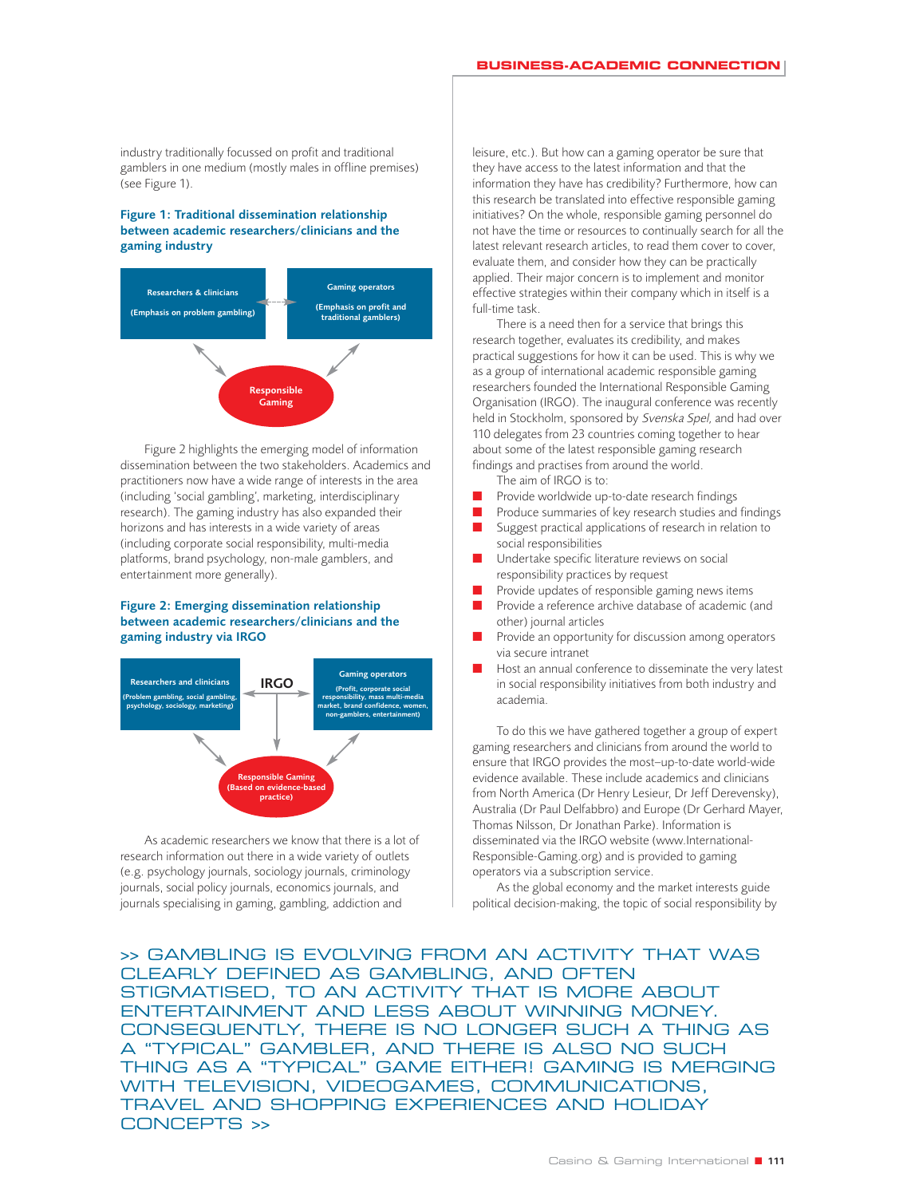industry traditionally focussed on profit and traditional gamblers in one medium (mostly males in offline premises) (see Figure 1).

**Figure 1: Traditional dissemination relationship between academic researchers/clinicians and the gaming industry**

Researchers & clinicians (Emphasis on problem gambling)

Gaming operators (Emphasis on profit and traditional gamblers)

Responsible Gaming

Figure 2 highlights the emerging model of information dissemination between the two stakeholders. Academics and practitioners now have a wide range of interests in the area (including 'social gambling', marketing, interdisciplinary research). The gaming industry has also expanded their horizons and has interests in a wide variety of areas (including corporate social responsibility, multi-media platforms, brand psychology, non-male gamblers, and entertainment more generally).

**Figure 2: Emerging dissemination relationship between academic researchers/clinicians and the gaming industry via IRGO**

Researchers and clinicians (Problem gambling, social gambling, psychology, sociology, marketing)

IRGO

Gaming operators (Profit, corporate social responsibility, mass multi-media market, brand confidence, women, non-gamblers, entertainment)

Responsible Gaming (Based on evidence-based practice)

As academic researchers we know that there is a lot of research information out there in a wide variety of outlets (e.g. psychology journals, sociology journals, criminology journals, social policy journals, economics journals, and journals specialising in gaming, gambling, addiction and leisure, etc.). But how can a gaming operator be sure that they have access to the latest information and that the information they have has credibility? Furthermore, how can this research be translated into effective responsible gaming initiatives? On the whole, responsible gaming personnel do not have the time or resources to continually search for all the latest relevant research articles, to read them cover to cover, evaluate them, and consider how they can be practically applied. Their major concern is to implement and monitor effective strategies within their company which in itself is a full-time task.

There is a need then for a service that brings this research together, evaluates its credibility, and makes practical suggestions for how it can be used. This is why we as a group of international academic responsible gaming researchers founded the International Responsible Gaming Organisation (IRGO). The inaugural conference was recently held in Stockholm, sponsored by *Svenska Spel,* and had over 110 delegates from 23 countries coming together to hear about some of the latest responsible gaming research findings and practises from around the world.

The aim of IRGO is to:

- Provide worldwide up-to-date research findings
- Produce summaries of key research studies and findings
- Suggest practical applications of research in relation to social responsibilities
- Undertake specific literature reviews on social responsibility practices by request
- Provide updates of responsible gaming news items
- Provide a reference archive database of academic (and other) journal articles
- Provide an opportunity for discussion among operators via secure intranet
- Host an annual conference to disseminate the very latest in social responsibility initiatives from both industry and academia.

To do this we have gathered together a group of expert gaming researchers and clinicians from around the world to ensure that IRGO provides the most–up-to-date world-wide evidence available. These include academics and clinicians from North America (Dr Henry Lesieur, Dr Jeff Derevensky), Australia (Dr Paul Delfabbro) and Europe (Dr Gerhard Mayer, Thomas Nilsson, Dr Jonathan Parke). Information is disseminated via the IRGO website (www.International-Responsible-Gaming.org) and is provided to gaming operators via a subscription service.

As the global economy and the market interests guide political decision-making, the topic of social responsibility by

>> GAMBLING IS EVOLVING FROM AN ACTIVITY THAT WAS CLEARLY DEFINED AS GAMBLING, AND OFTEN STIGMATISED, TO AN ACTIVITY THAT IS MORE ABOUT ENTERTAINMENT AND LESS ABOUT WINNING MONEY. CONSEQUENTLY, THERE IS NO LONGER SUCH A THING AS A "TYPICAL" GAMBLER, AND THERE IS ALSO NO SUCH THING AS A "TYPICAL" GAME EITHER! GAMING IS MERGING WITH TELEVISION, VIDEOGAMES, COMMUNICATIONS, TRAVEL AND SHOPPING EXPERIENCES AND HOLIDAY CONCEPTS >>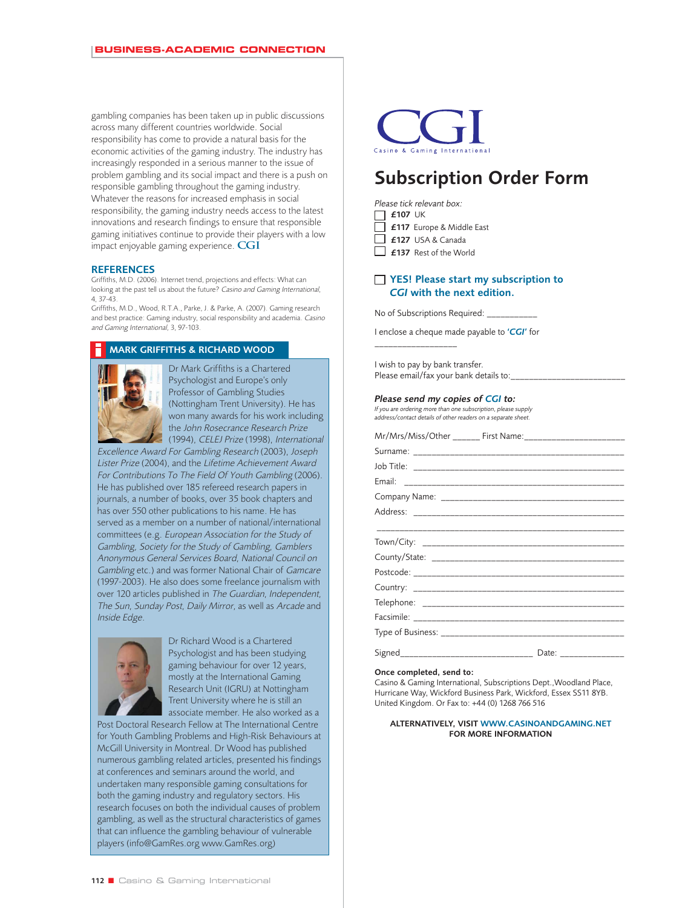gambling companies has been taken up in public discussions across many different countries worldwide. Social responsibility has come to provide a natural basis for the economic activities of the gaming industry. The industry has increasingly responded in a serious manner to the issue of problem gambling and its social impact and there is a push on responsible gambling throughout the gaming industry. Whatever the reasons for increased emphasis in social responsibility, the gaming industry needs access to the latest innovations and research findings to ensure that responsible gaming initiatives continue to provide their players with a low impact enjoyable gaming experience. **CGI**

## REFERENCES

Griffiths, M.D. (2006). Internet trend, projections and effects: What can looking at the past tell us about the future? *Casino and Gaming International*, 4, 37-43.

Griffiths, M.D., Wood, R.T.A., Parke, J. & Parke, A. (2007). Gaming research and best practice: Gaming industry, social responsibility and academia. *Casino and Gaming International*, 3, 97-103.

## MARK GRIFFITHS & RICHARD WOOD

Dr Mark Griffiths is a Chartered Psychologist and Europe's only Professor of Gambling Studies (Nottingham Trent University). He has won many awards for his work including the *John Rosecrance Research Prize* (1994), *CELEJ Prize* (1998), *International Excellence Award For Gambling Research* (2003), *Joseph Lister Prize* (2004), and the *Lifetime Achievement Award For Contributions To The Field Of Youth Gambling* (2006). He has published over 185 refereed research papers in journals, a number of books, over 35 book chapters and has over 550 other publications to his name. He has served as a member on a number of national/international committees (e.g. *European Association for the Study of Gambling, Society for the Study of Gambling, Gamblers Anonymous General Services Board, National Council on Gambling* etc.) and was former National Chair of *Gamcare* (1997-2003). He also does some freelance journalism with over 120 articles published in *The Guardian, Independent, The Sun, Sunday Post, Daily Mirror*, as well as *Arcade* and *Inside Edge*.

Dr Richard Wood is a Chartered Psychologist and has been studying gaming behaviour for over 12 years, mostly at the International Gaming Research Unit (IGRU) at Nottingham Trent University where he is still an associate member. He also worked as a Post Doctoral Research Fellow at The International Centre for Youth Gambling Problems and High-Risk Behaviours at McGill University in Montreal. Dr Wood has published numerous gambling related articles, presented his findings at conferences and seminars around the world, and undertaken many responsible gaming consultations for both the gaming industry and regulatory sectors. His research focuses on both the individual causes of problem gambling, as well as the structural characteristics of games that can influence the gambling behaviour of vulnerable players (info@GamRes.org www.GamRes.org)

CGI
Casino & Gaming International

# Subscription Order Form

*Please tick relevant box:*

- ☐ **£107** UK
- ☐ **£117** Europe & Middle East
- ☐ **£127** USA & Canada
- ☐ **£137** Rest of the World

☐ **YES! Please start my subscription to *CGI* with the next edition.**

No of Subscriptions Required: ___________

I enclose a cheque made payable to '*CGI*' for __________________

I wish to pay by bank transfer.
Please email/fax your bank details to:________________________

***Please send my copies of CGI to:***

*If you are ordering more than one subscription, please supply address/contact details of other readers on a separate sheet.*

Mr/Mrs/Miss/Other ______ First Name:______________________

Surname: ______________________________________________

Job Title: ______________________________________________

Email: ________________________________________________

Company Name: _________________________________________

Address: _______________________________________________

_____________________________________________________

Town/City: _____________________________________________

County/State: ___________________________________________

Postcode: ______________________________________________

Country: _______________________________________________

Telephone: _____________________________________________

Facsimile: ______________________________________________

Type of Business: ________________________________________

Signed____________________________ Date: ______________

**Once completed, send to:**
Casino & Gaming International, Subscriptions Dept.,Woodland Place, Hurricane Way, Wickford Business Park, Wickford, Essex SS11 8YB. United Kingdom. Or Fax to: +44 (0) 1268 766 516

**ALTERNATIVELY, VISIT WWW.CASINOANDGAMING.NET FOR MORE INFORMATION**